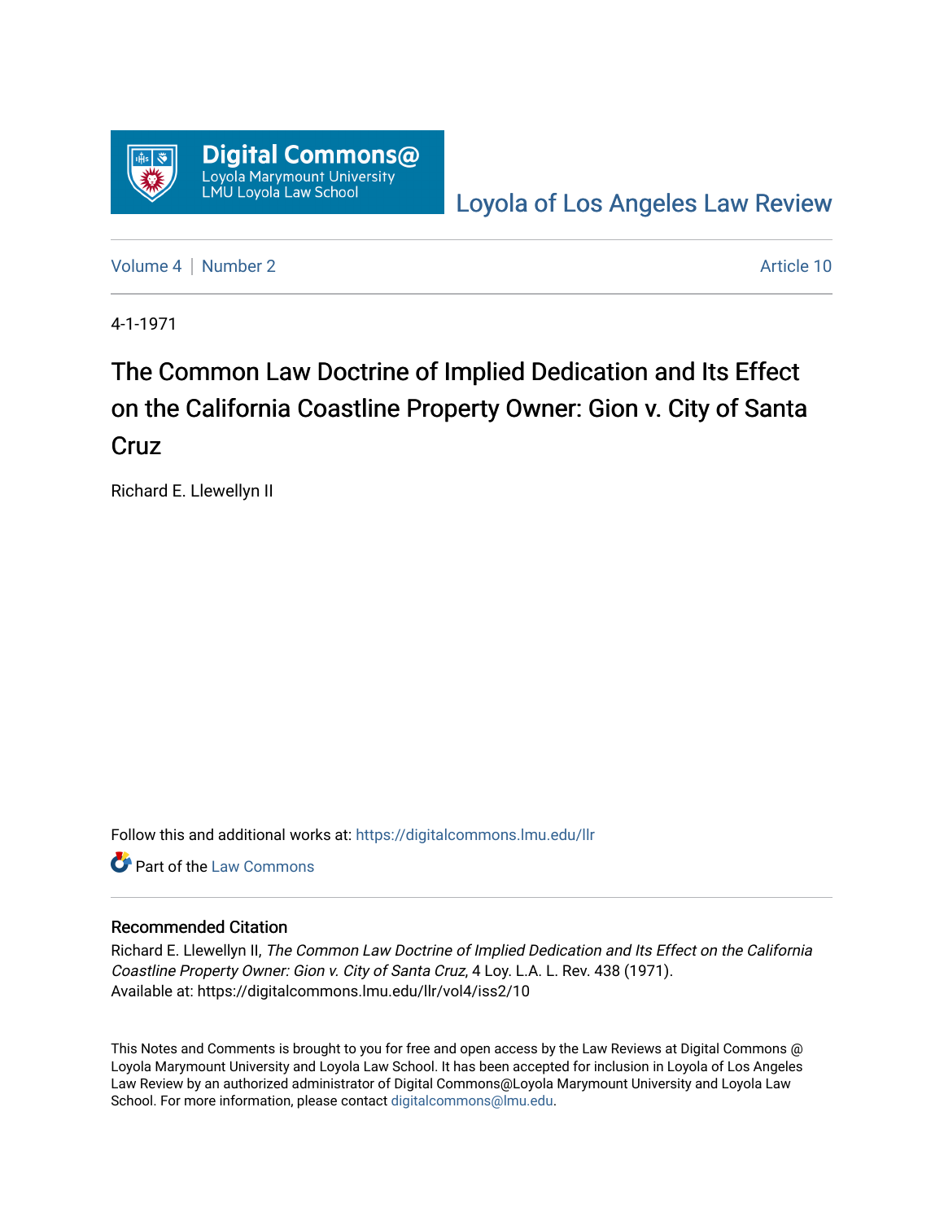Digital Commons@
Loyola Marymount University
LMU Loyola Law School

Loyola of Los Angeles Law Review

Volume 4 | Number 2 Article 10

4-1-1971

# The Common Law Doctrine of Implied Dedication and Its Effect on the California Coastline Property Owner: Gion v. City of Santa Cruz

Richard E. Llewellyn II

Follow this and additional works at: https://digitalcommons.lmu.edu/llr

Part of the Law Commons

## Recommended Citation

Richard E. Llewellyn II, *The Common Law Doctrine of Implied Dedication and Its Effect on the California Coastline Property Owner: Gion v. City of Santa Cruz*, 4 Loy. L.A. L. Rev. 438 (1971).
Available at: https://digitalcommons.lmu.edu/llr/vol4/iss2/10

This Notes and Comments is brought to you for free and open access by the Law Reviews at Digital Commons @ Loyola Marymount University and Loyola Law School. It has been accepted for inclusion in Loyola of Los Angeles Law Review by an authorized administrator of Digital Commons@Loyola Marymount University and Loyola Law School. For more information, please contact digitalcommons@lmu.edu.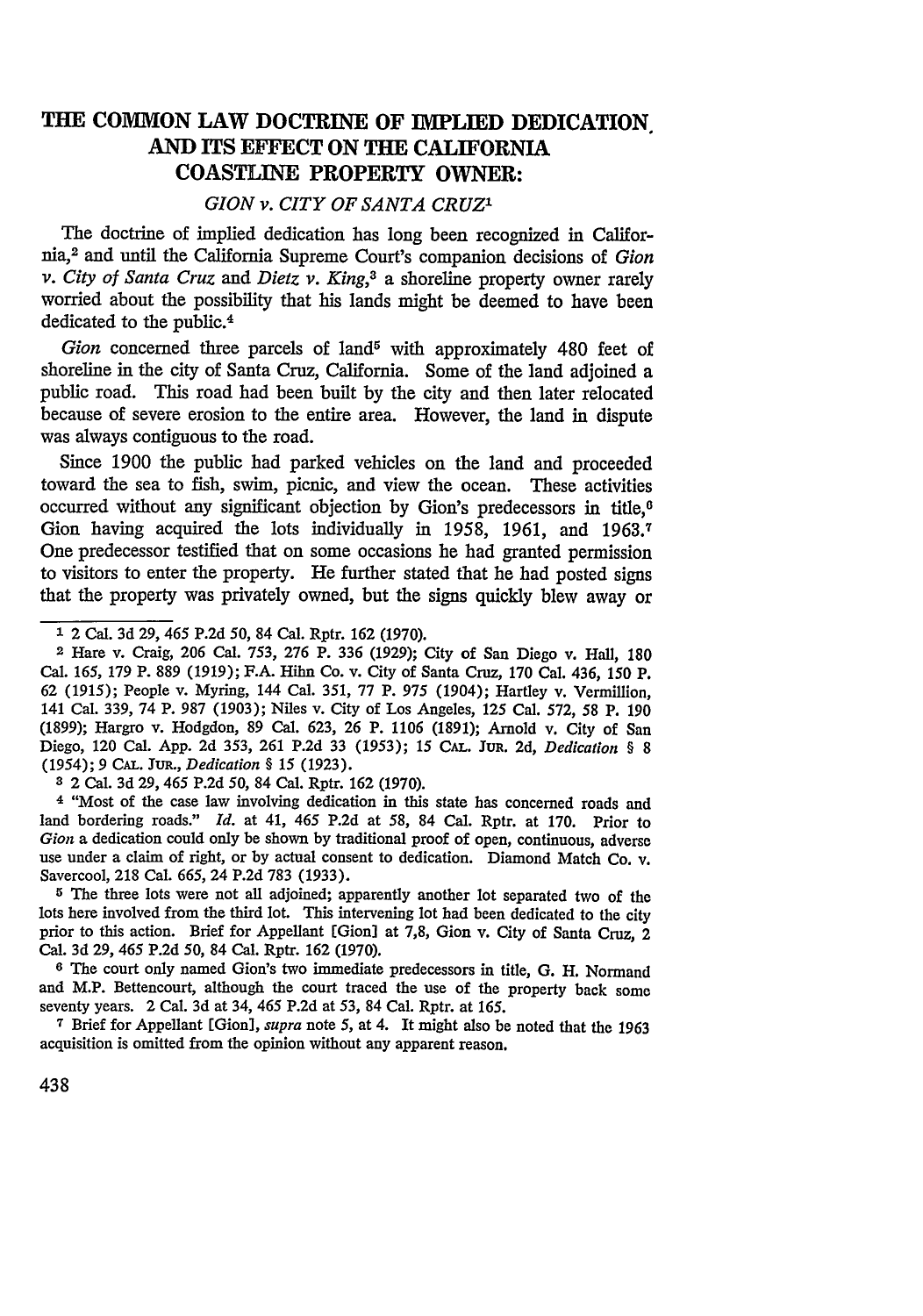# THE COMMON LAW DOCTRINE OF IMPLIED DEDICATION AND ITS EFFECT ON THE CALIFORNIA COASTLINE PROPERTY OWNER:

## *GION v. CITY OF SANTA CRUZ*[1]

The doctrine of implied dedication has long been recognized in California,[2] and until the California Supreme Court's companion decisions of *Gion v. City of Santa Cruz* and *Dietz v. King*,[3] a shoreline property owner rarely worried about the possibility that his lands might be deemed to have been dedicated to the public.[4]

*Gion* concerned three parcels of land[5] with approximately 480 feet of shoreline in the city of Santa Cruz, California. Some of the land adjoined a public road. This road had been built by the city and then later relocated because of severe erosion to the entire area. However, the land in dispute was always contiguous to the road.

Since 1900 the public had parked vehicles on the land and proceeded toward the sea to fish, swim, picnic, and view the ocean. These activities occurred without any significant objection by Gion's predecessors in title,[6] Gion having acquired the lots individually in 1958, 1961, and 1963.[7] One predecessor testified that on some occasions he had granted permission to visitors to enter the property. He further stated that he had posted signs that the property was privately owned, but the signs quickly blew away or

---

[1] 2 Cal. 3d 29, 465 P.2d 50, 84 Cal. Rptr. 162 (1970).

[2] Hare v. Craig, 206 Cal. 753, 276 P. 336 (1929); City of San Diego v. Hall, 180 Cal. 165, 179 P. 889 (1919); F.A. Hihn Co. v. City of Santa Cruz, 170 Cal. 436, 150 P. 62 (1915); People v. Myring, 144 Cal. 351, 77 P. 975 (1904); Hartley v. Vermillion, 141 Cal. 339, 74 P. 987 (1903); Niles v. City of Los Angeles, 125 Cal. 572, 58 P. 190 (1899); Hargro v. Hodgdon, 89 Cal. 623, 26 P. 1106 (1891); Arnold v. City of San Diego, 120 Cal. App. 2d 353, 261 P.2d 33 (1953); 15 CAL. JUR. 2d, *Dedication* § 8 (1954); 9 CAL. JUR., *Dedication* § 15 (1923).

[3] 2 Cal. 3d 29, 465 P.2d 50, 84 Cal. Rptr. 162 (1970).

[4] "Most of the case law involving dedication in this state has concerned roads and land bordering roads." *Id.* at 41, 465 P.2d at 58, 84 Cal. Rptr. at 170. Prior to *Gion* a dedication could only be shown by traditional proof of open, continuous, adverse use under a claim of right, or by actual consent to dedication. Diamond Match Co. v. Savercool, 218 Cal. 665, 24 P.2d 783 (1933).

[5] The three lots were not all adjoined; apparently another lot separated two of the lots here involved from the third lot. This intervening lot had been dedicated to the city prior to this action. Brief for Appellant [Gion] at 7,8, Gion v. City of Santa Cruz, 2 Cal. 3d 29, 465 P.2d 50, 84 Cal. Rptr. 162 (1970).

[6] The court only named Gion's two immediate predecessors in title, G. H. Normand and M.P. Bettencourt, although the court traced the use of the property back some seventy years. 2 Cal. 3d at 34, 465 P.2d at 53, 84 Cal. Rptr. at 165.

[7] Brief for Appellant [Gion], *supra* note 5, at 4. It might also be noted that the 1963 acquisition is omitted from the opinion without any apparent reason.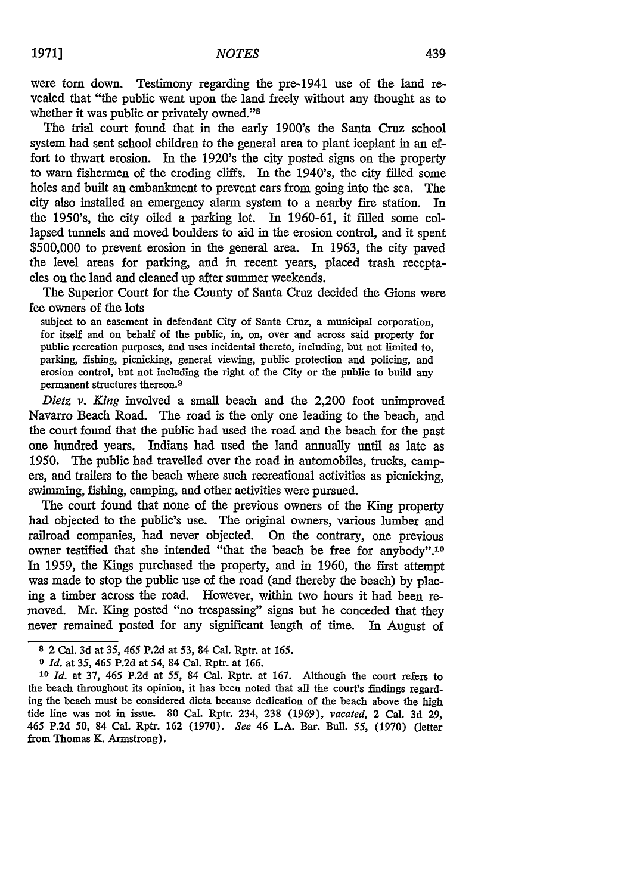were torn down. Testimony regarding the pre-1941 use of the land revealed that "the public went upon the land freely without any thought as to whether it was public or privately owned."[8]

The trial court found that in the early 1900's the Santa Cruz school system had sent school children to the general area to plant iceplant in an effort to thwart erosion. In the 1920's the city posted signs on the property to warn fishermen of the eroding cliffs. In the 1940's, the city filled some holes and built an embankment to prevent cars from going into the sea. The city also installed an emergency alarm system to a nearby fire station. In the 1950's, the city oiled a parking lot. In 1960-61, it filled some collapsed tunnels and moved boulders to aid in the erosion control, and it spent $500,000 to prevent erosion in the general area. In 1963, the city paved the level areas for parking, and in recent years, placed trash receptacles on the land and cleaned up after summer weekends.

The Superior Court for the County of Santa Cruz decided the Gions were fee owners of the lots

> subject to an easement in defendant City of Santa Cruz, a municipal corporation, for itself and on behalf of the public, in, on, over and across said property for public recreation purposes, and uses incidental thereto, including, but not limited to, parking, fishing, picnicking, general viewing, public protection and policing, and erosion control, but not including the right of the City or the public to build any permanent structures thereon.[9]

*Dietz v. King* involved a small beach and the 2,200 foot unimproved Navarro Beach Road. The road is the only one leading to the beach, and the court found that the public had used the road and the beach for the past one hundred years. Indians had used the land annually until as late as 1950. The public had travelled over the road in automobiles, trucks, campers, and trailers to the beach where such recreational activities as picnicking, swimming, fishing, camping, and other activities were pursued.

The court found that none of the previous owners of the King property had objected to the public's use. The original owners, various lumber and railroad companies, had never objected. On the contrary, one previous owner testified that she intended "that the beach be free for anybody".[10] In 1959, the Kings purchased the property, and in 1960, the first attempt was made to stop the public use of the road (and thereby the beach) by placing a timber across the road. However, within two hours it had been removed. Mr. King posted "no trespassing" signs but he conceded that they never remained posted for any significant length of time. In August of

---

[8] 2 Cal. 3d at 35, 465 P.2d at 53, 84 Cal. Rptr. at 165.

[9] *Id.* at 35, 465 P.2d at 54, 84 Cal. Rptr. at 166.

[10] *Id.* at 37, 465 P.2d at 55, 84 Cal. Rptr. at 167. Although the court refers to the beach throughout its opinion, it has been noted that all the court's findings regarding the beach must be considered dicta because dedication of the beach above the high tide line was not in issue. 80 Cal. Rptr. 234, 238 (1969), *vacated*, 2 Cal. 3d 29, 465 P.2d 50, 84 Cal. Rptr. 162 (1970). *See* 46 L.A. Bar. Bull. 55, (1970) (letter from Thomas K. Armstrong).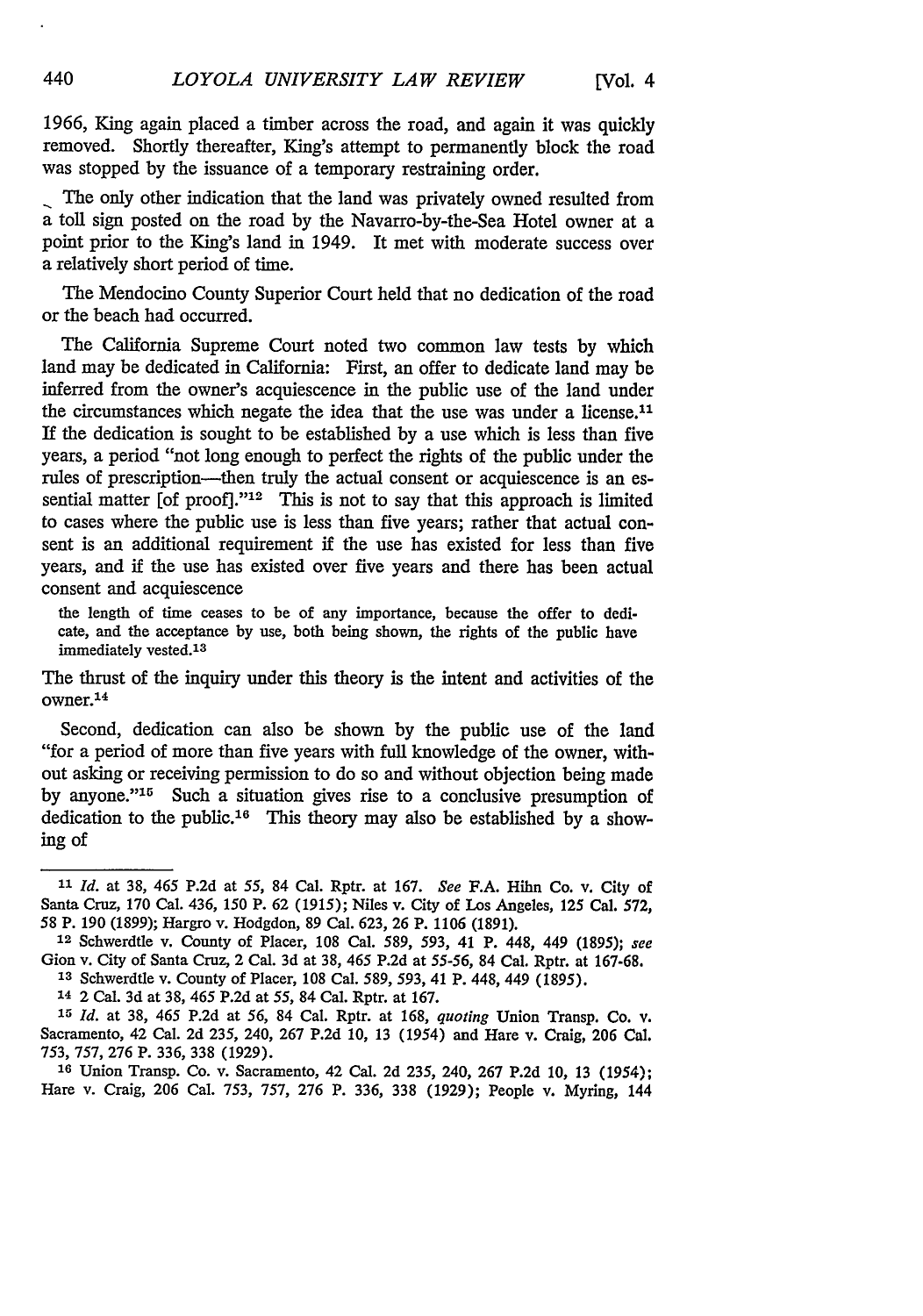1966, King again placed a timber across the road, and again it was quickly removed. Shortly thereafter, King's attempt to permanently block the road was stopped by the issuance of a temporary restraining order.

The only other indication that the land was privately owned resulted from a toll sign posted on the road by the Navarro-by-the-Sea Hotel owner at a point prior to the King's land in 1949. It met with moderate success over a relatively short period of time.

The Mendocino County Superior Court held that no dedication of the road or the beach had occurred.

The California Supreme Court noted two common law tests by which land may be dedicated in California: First, an offer to dedicate land may be inferred from the owner's acquiescence in the public use of the land under the circumstances which negate the idea that the use was under a license.[11] If the dedication is sought to be established by a use which is less than five years, a period "not long enough to perfect the rights of the public under the rules of prescription—then truly the actual consent or acquiescence is an essential matter [of proof]."[12] This is not to say that this approach is limited to cases where the public use is less than five years; rather that actual consent is an additional requirement if the use has existed for less than five years, and if the use has existed over five years and there has been actual consent and acquiescence

> the length of time ceases to be of any importance, because the offer to dedicate, and the acceptance by use, both being shown, the rights of the public have immediately vested.[13]

The thrust of the inquiry under this theory is the intent and activities of the owner.[14]

Second, dedication can also be shown by the public use of the land "for a period of more than five years with full knowledge of the owner, without asking or receiving permission to do so and without objection being made by anyone."[15] Such a situation gives rise to a conclusive presumption of dedication to the public.[16] This theory may also be established by a showing of

---

[11] *Id.* at 38, 465 P.2d at 55, 84 Cal. Rptr. at 167. *See* F.A. Hihn Co. v. City of Santa Cruz, 170 Cal. 436, 150 P. 62 (1915); Niles v. City of Los Angeles, 125 Cal. 572, 58 P. 190 (1899); Hargro v. Hodgdon, 89 Cal. 623, 26 P. 1106 (1891).

[12] Schwerdtle v. County of Placer, 108 Cal. 589, 593, 41 P. 448, 449 (1895); *see* Gion v. City of Santa Cruz, 2 Cal. 3d at 38, 465 P.2d at 55-56, 84 Cal. Rptr. at 167-68.

[13] Schwerdtle v. County of Placer, 108 Cal. 589, 593, 41 P. 448, 449 (1895).

[14] 2 Cal. 3d at 38, 465 P.2d at 55, 84 Cal. Rptr. at 167.

[15] *Id.* at 38, 465 P.2d at 56, 84 Cal. Rptr. at 168, *quoting* Union Transp. Co. v. Sacramento, 42 Cal. 2d 235, 240, 267 P.2d 10, 13 (1954) and Hare v. Craig, 206 Cal. 753, 757, 276 P. 336, 338 (1929).

[16] Union Transp. Co. v. Sacramento, 42 Cal. 2d 235, 240, 267 P.2d 10, 13 (1954); Hare v. Craig, 206 Cal. 753, 757, 276 P. 336, 338 (1929); People v. Myring, 144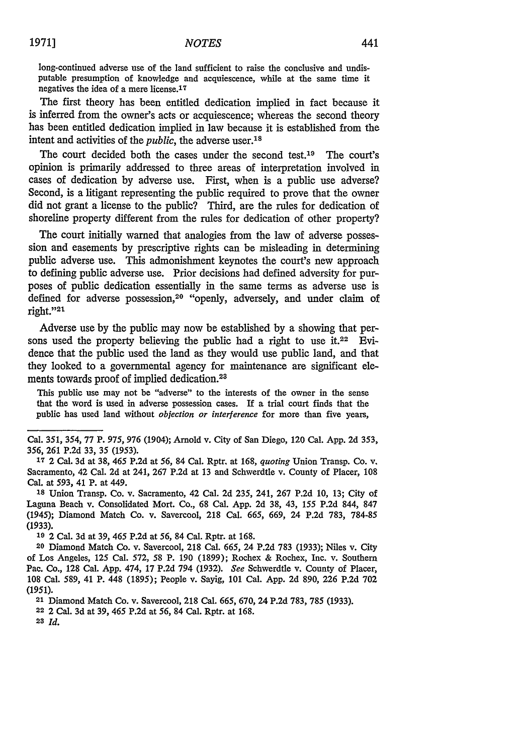long-continued adverse use of the land sufficient to raise the conclusive and undisputable presumption of knowledge and acquiescence, while at the same time it negatives the idea of a mere license.[17]

The first theory has been entitled dedication implied in fact because it is inferred from the owner's acts or acquiescence; whereas the second theory has been entitled dedication implied in law because it is established from the intent and activities of the *public*, the adverse user.[18]

The court decided both the cases under the second test.[19] The court's opinion is primarily addressed to three areas of interpretation involved in cases of dedication by adverse use. First, when is a public use adverse? Second, is a litigant representing the public required to prove that the owner did not grant a license to the public? Third, are the rules for dedication of shoreline property different from the rules for dedication of other property?

The court initially warned that analogies from the law of adverse possession and easements by prescriptive rights can be misleading in determining public adverse use. This admonishment keynotes the court's new approach to defining public adverse use. Prior decisions had defined adversity for purposes of public dedication essentially in the same terms as adverse use is defined for adverse possession,[20] "openly, adversely, and under claim of right."[21]

Adverse use by the public may now be established by a showing that persons used the property believing the public had a right to use it.[22] Evidence that the public used the land as they would use public land, and that they looked to a governmental agency for maintenance are significant elements towards proof of implied dedication.[23]

> This public use may not be "adverse" to the interests of the owner in the sense that the word is used in adverse possession cases. If a trial court finds that the public has used land without *objection or interference* for more than five years,

---

Cal. 351, 354, 77 P. 975, 976 (1904); Arnold v. City of San Diego, 120 Cal. App. 2d 353, 356, 261 P.2d 33, 35 (1953).

[17] 2 Cal. 3d at 38, 465 P.2d at 56, 84 Cal. Rptr. at 168, *quoting* Union Transp. Co. v. Sacramento, 42 Cal. 2d at 241, 267 P.2d at 13 and Schwerdtle v. County of Placer, 108 Cal. at 593, 41 P. at 449.

[18] Union Transp. Co. v. Sacramento, 42 Cal. 2d 235, 241, 267 P.2d 10, 13; City of Laguna Beach v. Consolidated Mort. Co., 68 Cal. App. 2d 38, 43, 155 P.2d 844, 847 (1945); Diamond Match Co. v. Savercool, 218 Cal. 665, 669, 24 P.2d 783, 784-85 (1933).

[19] 2 Cal. 3d at 39, 465 P.2d at 56, 84 Cal. Rptr. at 168.

[20] Diamond Match Co. v. Savercool, 218 Cal. 665, 24 P.2d 783 (1933); Niles v. City of Los Angeles, 125 Cal. 572, 58 P. 190 (1899); Rochex & Rochex, Inc. v. Southern Pac. Co., 128 Cal. App. 474, 17 P.2d 794 (1932). *See* Schwerdtle v. County of Placer, 108 Cal. 589, 41 P. 448 (1895); People v. Sayig, 101 Cal. App. 2d 890, 226 P.2d 702 (1951).

[21] Diamond Match Co. v. Savercool, 218 Cal. 665, 670, 24 P.2d 783, 785 (1933).

[22] 2 Cal. 3d at 39, 465 P.2d at 56, 84 Cal. Rptr. at 168.

[23] *Id.*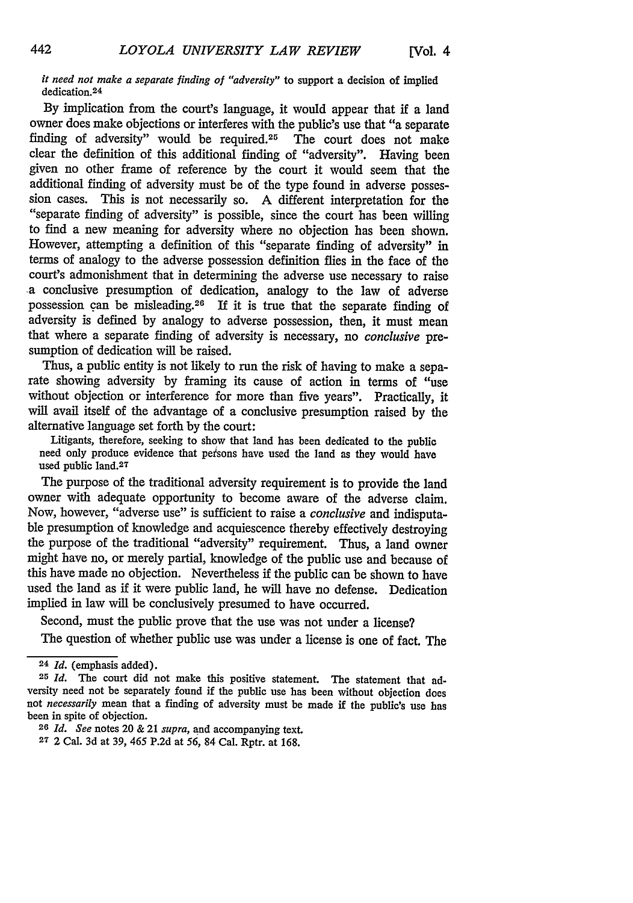*it need not make a separate finding of "adversity"* to support a decision of implied dedication.[24]

By implication from the court's language, it would appear that if a land owner does make objections or interferes with the public's use that "a separate finding of adversity" would be required.[25] The court does not make clear the definition of this additional finding of "adversity". Having been given no other frame of reference by the court it would seem that the additional finding of adversity must be of the type found in adverse possession cases. This is not necessarily so. A different interpretation for the "separate finding of adversity" is possible, since the court has been willing to find a new meaning for adversity where no objection has been shown. However, attempting a definition of this "separate finding of adversity" in terms of analogy to the adverse possession definition flies in the face of the court's admonishment that in determining the adverse use necessary to raise a conclusive presumption of dedication, analogy to the law of adverse possession can be misleading.[26] If it is true that the separate finding of adversity is defined by analogy to adverse possession, then, it must mean that where a separate finding of adversity is necessary, no *conclusive* presumption of dedication will be raised.

Thus, a public entity is not likely to run the risk of having to make a separate showing adversity by framing its cause of action in terms of "use without objection or interference for more than five years". Practically, it will avail itself of the advantage of a conclusive presumption raised by the alternative language set forth by the court:

> Litigants, therefore, seeking to show that land has been dedicated to the public need only produce evidence that persons have used the land as they would have used public land.[27]

The purpose of the traditional adversity requirement is to provide the land owner with adequate opportunity to become aware of the adverse claim. Now, however, "adverse use" is sufficient to raise a *conclusive* and indisputable presumption of knowledge and acquiescence thereby effectively destroying the purpose of the traditional "adversity" requirement. Thus, a land owner might have no, or merely partial, knowledge of the public use and because of this have made no objection. Nevertheless if the public can be shown to have used the land as if it were public land, he will have no defense. Dedication implied in law will be conclusively presumed to have occurred.

Second, must the public prove that the use was not under a license?

The question of whether public use was under a license is one of fact. The

---

[24] *Id.* (emphasis added).

[25] *Id.* The court did not make this positive statement. The statement that adversity need not be separately found if the public use has been without objection does not *necessarily* mean that a finding of adversity must be made if the public's use has been in spite of objection.

[26] *Id. See* notes 20 & 21 *supra*, and accompanying text.

[27] 2 Cal. 3d at 39, 465 P.2d at 56, 84 Cal. Rptr. at 168.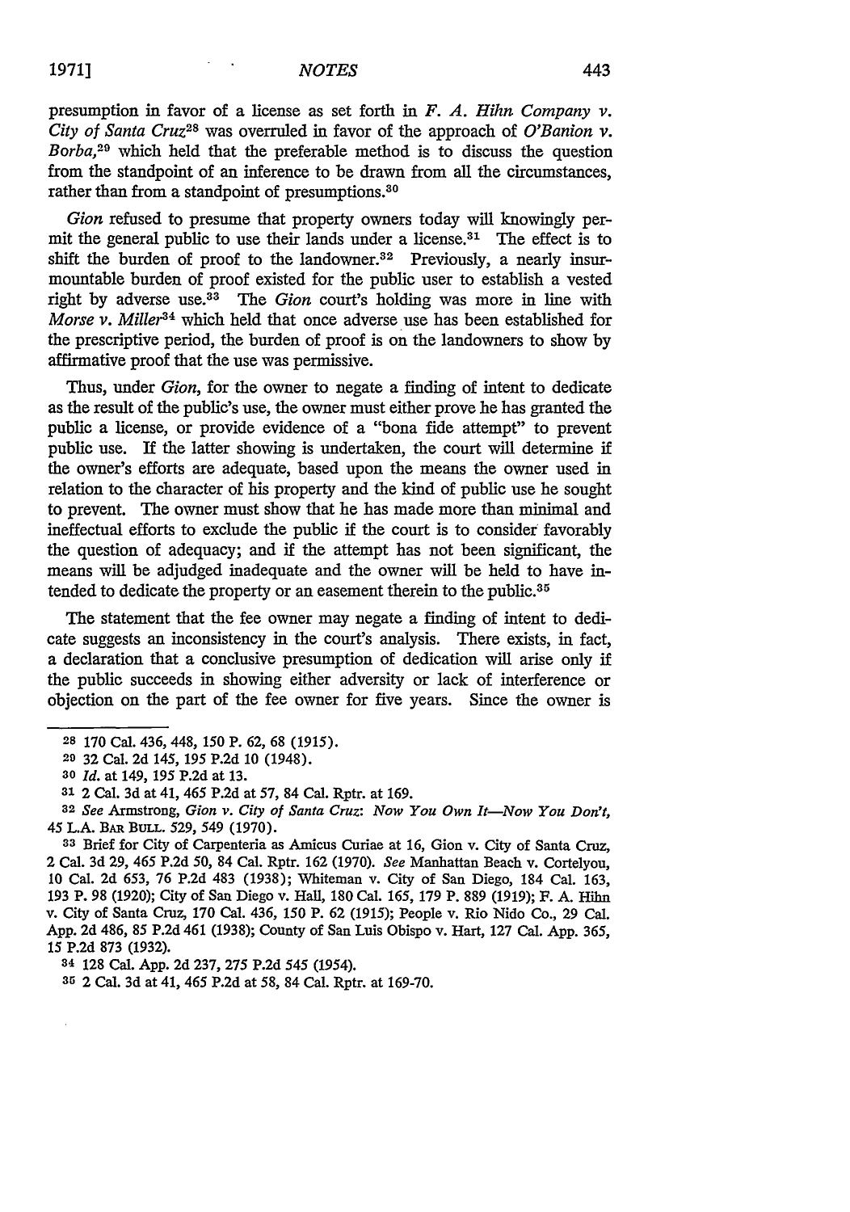presumption in favor of a license as set forth in *F. A. Hihn Company v. City of Santa Cruz*[28] was overruled in favor of the approach of *O'Banion v. Borba*,[29] which held that the preferable method is to discuss the question from the standpoint of an inference to be drawn from all the circumstances, rather than from a standpoint of presumptions.[30]

*Gion* refused to presume that property owners today will knowingly permit the general public to use their lands under a license.[31] The effect is to shift the burden of proof to the landowner.[32] Previously, a nearly insurmountable burden of proof existed for the public user to establish a vested right by adverse use.[33] The *Gion* court's holding was more in line with *Morse v. Miller*[34] which held that once adverse use has been established for the prescriptive period, the burden of proof is on the landowners to show by affirmative proof that the use was permissive.

Thus, under *Gion*, for the owner to negate a finding of intent to dedicate as the result of the public's use, the owner must either prove he has granted the public a license, or provide evidence of a "bona fide attempt" to prevent public use. If the latter showing is undertaken, the court will determine if the owner's efforts are adequate, based upon the means the owner used in relation to the character of his property and the kind of public use he sought to prevent. The owner must show that he has made more than minimal and ineffectual efforts to exclude the public if the court is to consider favorably the question of adequacy; and if the attempt has not been significant, the means will be adjudged inadequate and the owner will be held to have intended to dedicate the property or an easement therein to the public.[35]

The statement that the fee owner may negate a finding of intent to dedicate suggests an inconsistency in the court's analysis. There exists, in fact, a declaration that a conclusive presumption of dedication will arise only if the public succeeds in showing either adversity or lack of interference or objection on the part of the fee owner for five years. Since the owner is

---

[28] 170 Cal. 436, 448, 150 P. 62, 68 (1915).

[29] 32 Cal. 2d 145, 195 P.2d 10 (1948).

[30] *Id.* at 149, 195 P.2d at 13.

[31] 2 Cal. 3d at 41, 465 P.2d at 57, 84 Cal. Rptr. at 169.

[32] *See* Armstrong, *Gion v. City of Santa Cruz: Now You Own It—Now You Don't*, 45 L.A. BAR BULL. 529, 549 (1970).

[33] Brief for City of Carpenteria as Amicus Curiae at 16, Gion v. City of Santa Cruz, 2 Cal. 3d 29, 465 P.2d 50, 84 Cal. Rptr. 162 (1970). *See* Manhattan Beach v. Cortelyou, 10 Cal. 2d 653, 76 P.2d 483 (1938); Whiteman v. City of San Diego, 184 Cal. 163, 193 P. 98 (1920); City of San Diego v. Hall, 180 Cal. 165, 179 P. 889 (1919); F. A. Hihn v. City of Santa Cruz, 170 Cal. 436, 150 P. 62 (1915); People v. Rio Nido Co., 29 Cal. App. 2d 486, 85 P.2d 461 (1938); County of San Luis Obispo v. Hart, 127 Cal. App. 365, 15 P.2d 873 (1932).

[34] 128 Cal. App. 2d 237, 275 P.2d 545 (1954).

[35] 2 Cal. 3d at 41, 465 P.2d at 58, 84 Cal. Rptr. at 169-70.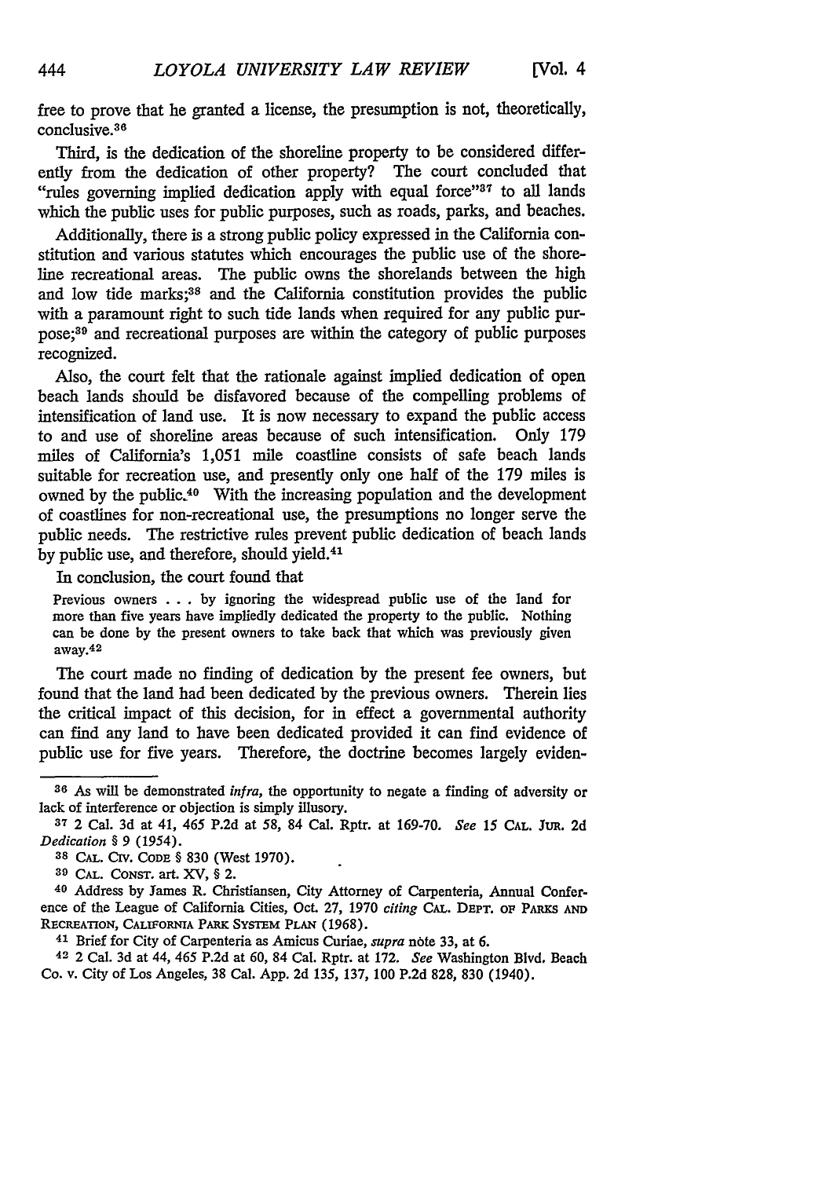free to prove that he granted a license, the presumption is not, theoretically, conclusive.[36]

Third, is the dedication of the shoreline property to be considered differently from the dedication of other property? The court concluded that "rules governing implied dedication apply with equal force"[37] to all lands which the public uses for public purposes, such as roads, parks, and beaches.

Additionally, there is a strong public policy expressed in the California constitution and various statutes which encourages the public use of the shoreline recreational areas. The public owns the shorelands between the high and low tide marks;[38] and the California constitution provides the public with a paramount right to such tide lands when required for any public purpose;[39] and recreational purposes are within the category of public purposes recognized.

Also, the court felt that the rationale against implied dedication of open beach lands should be disfavored because of the compelling problems of intensification of land use. It is now necessary to expand the public access to and use of shoreline areas because of such intensification. Only 179 miles of California's 1,051 mile coastline consists of safe beach lands suitable for recreation use, and presently only one half of the 179 miles is owned by the public.[40] With the increasing population and the development of coastlines for non-recreational use, the presumptions no longer serve the public needs. The restrictive rules prevent public dedication of beach lands by public use, and therefore, should yield.[41]

In conclusion, the court found that

> Previous owners . . . by ignoring the widespread public use of the land for more than five years have impliedly dedicated the property to the public. Nothing can be done by the present owners to take back that which was previously given away.[42]

The court made no finding of dedication by the present fee owners, but found that the land had been dedicated by the previous owners. Therein lies the critical impact of this decision, for in effect a governmental authority can find any land to have been dedicated provided it can find evidence of public use for five years. Therefore, the doctrine becomes largely eviden-

---

[36] As will be demonstrated *infra*, the opportunity to negate a finding of adversity or lack of interference or objection is simply illusory.

[37] 2 Cal. 3d at 41, 465 P.2d at 58, 84 Cal. Rptr. at 169-70. *See* 15 CAL. JUR. 2d *Dedication* § 9 (1954).

[38] CAL. CIV. CODE § 830 (West 1970).

[39] CAL. CONST. art. XV, § 2.

[40] Address by James R. Christiansen, City Attorney of Carpenteria, Annual Conference of the League of California Cities, Oct. 27, 1970 *citing* CAL. DEPT. OF PARKS AND RECREATION, CALIFORNIA PARK SYSTEM PLAN (1968).

[41] Brief for City of Carpenteria as Amicus Curiae, *supra* note 33, at 6.

[42] 2 Cal. 3d at 44, 465 P.2d at 60, 84 Cal. Rptr. at 172. *See* Washington Blvd. Beach Co. v. City of Los Angeles, 38 Cal. App. 2d 135, 137, 100 P.2d 828, 830 (1940).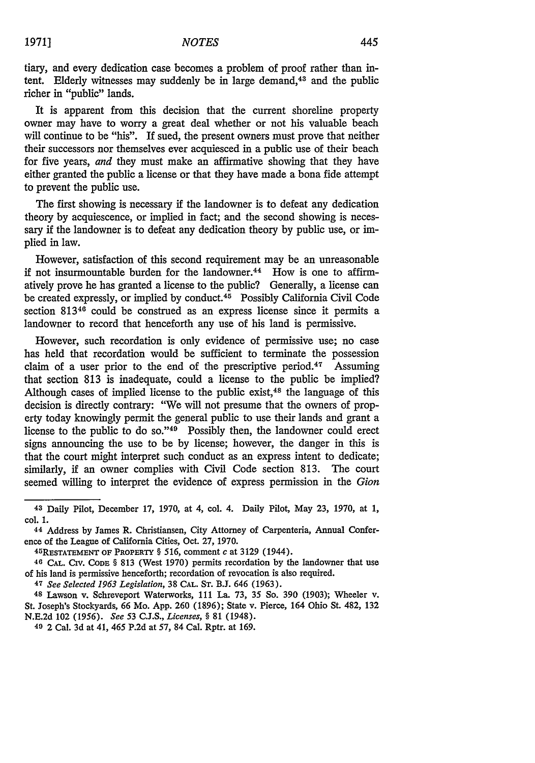tiary, and every dedication case becomes a problem of proof rather than intent. Elderly witnesses may suddenly be in large demand,[43] and the public richer in "public" lands.

It is apparent from this decision that the current shoreline property owner may have to worry a great deal whether or not his valuable beach will continue to be "his". If sued, the present owners must prove that neither their successors nor themselves ever acquiesced in a public use of their beach for five years, *and* they must make an affirmative showing that they have either granted the public a license or that they have made a bona fide attempt to prevent the public use.

The first showing is necessary if the landowner is to defeat any dedication theory by acquiescence, or implied in fact; and the second showing is necessary if the landowner is to defeat any dedication theory by public use, or implied in law.

However, satisfaction of this second requirement may be an unreasonable if not insurmountable burden for the landowner.[44] How is one to affirmatively prove he has granted a license to the public? Generally, a license can be created expressly, or implied by conduct.[45] Possibly California Civil Code section 813[46] could be construed as an express license since it permits a landowner to record that henceforth any use of his land is permissive.

However, such recordation is only evidence of permissive use; no case has held that recordation would be sufficient to terminate the possession claim of a user prior to the end of the prescriptive period.[47] Assuming that section 813 is inadequate, could a license to the public be implied? Although cases of implied license to the public exist,[48] the language of this decision is directly contrary: "We will not presume that the owners of property today knowingly permit the general public to use their lands and grant a license to the public to do so."[49] Possibly then, the landowner could erect signs announcing the use to be by license; however, the danger in this is that the court might interpret such conduct as an express intent to dedicate; similarly, if an owner complies with Civil Code section 813. The court seemed willing to interpret the evidence of express permission in the *Gion*

---

43 Daily Pilot, December 17, 1970, at 4, col. 4. Daily Pilot, May 23, 1970, at 1, col. 1.

44 Address by James R. Christiansen, City Attorney of Carpenteria, Annual Conference of the League of California Cities, Oct. 27, 1970.

45 RESTATEMENT OF PROPERTY § 516, comment *c* at 3129 (1944).

46 CAL. CIV. CODE § 813 (West 1970) permits recordation by the landowner that use of his land is permissive henceforth; recordation of revocation is also required.

47 *See Selected 1963 Legislation*, 38 CAL. ST. B.J. 646 (1963).

48 Lawson v. Schreveport Waterworks, 111 La. 73, 35 So. 390 (1903); Wheeler v. St. Joseph's Stockyards, 66 Mo. App. 260 (1896); State v. Pierce, 164 Ohio St. 482, 132 N.E.2d 102 (1956). *See* 53 C.J.S., *Licenses*, § 81 (1948).

49 2 Cal. 3d at 41, 465 P.2d at 57, 84 Cal. Rptr. at 169.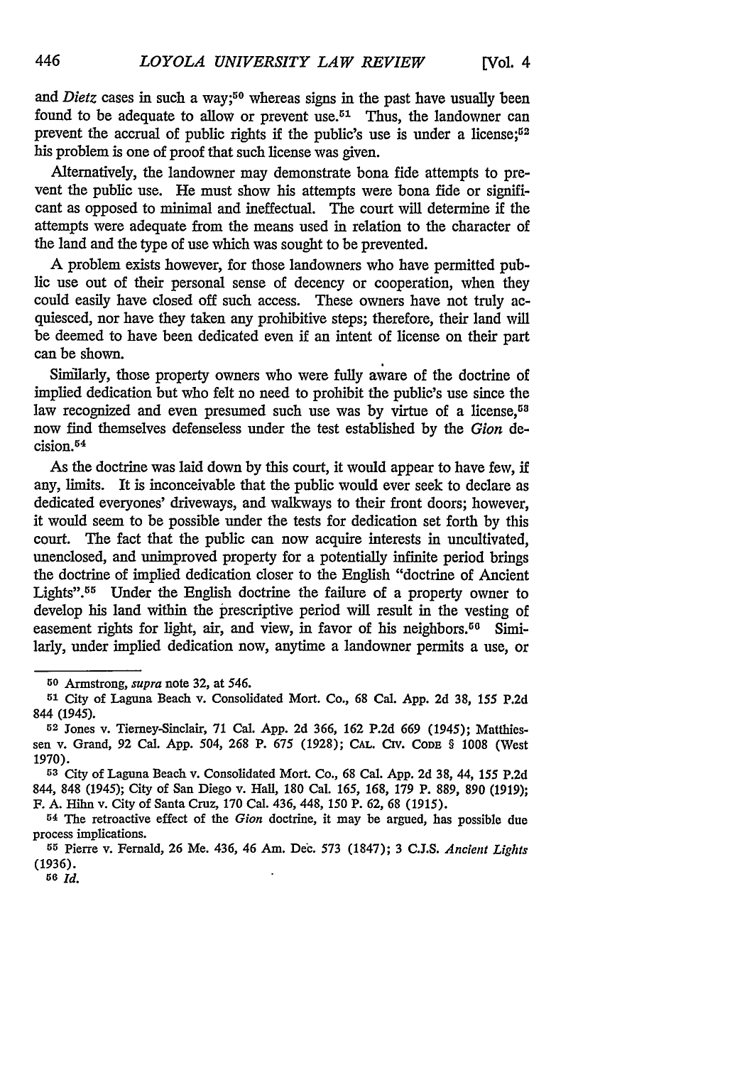and *Dietz* cases in such a way;[50] whereas signs in the past have usually been found to be adequate to allow or prevent use.[51] Thus, the landowner can prevent the accrual of public rights if the public's use is under a license;[52] his problem is one of proof that such license was given.

Alternatively, the landowner may demonstrate bona fide attempts to prevent the public use. He must show his attempts were bona fide or significant as opposed to minimal and ineffectual. The court will determine if the attempts were adequate from the means used in relation to the character of the land and the type of use which was sought to be prevented.

A problem exists however, for those landowners who have permitted public use out of their personal sense of decency or cooperation, when they could easily have closed off such access. These owners have not truly acquiesced, nor have they taken any prohibitive steps; therefore, their land will be deemed to have been dedicated even if an intent of license on their part can be shown.

Similarly, those property owners who were fully aware of the doctrine of implied dedication but who felt no need to prohibit the public's use since the law recognized and even presumed such use was by virtue of a license,[53] now find themselves defenseless under the test established by the *Gion* decision.[54]

As the doctrine was laid down by this court, it would appear to have few, if any, limits. It is inconceivable that the public would ever seek to declare as dedicated everyones' driveways, and walkways to their front doors; however, it would seem to be possible under the tests for dedication set forth by this court. The fact that the public can now acquire interests in uncultivated, unenclosed, and unimproved property for a potentially infinite period brings the doctrine of implied dedication closer to the English "doctrine of Ancient Lights".[55] Under the English doctrine the failure of a property owner to develop his land within the prescriptive period will result in the vesting of easement rights for light, air, and view, in favor of his neighbors.[56] Similarly, under implied dedication now, anytime a landowner permits a use, or

---

[50] Armstrong, *supra* note 32, at 546.

[51] City of Laguna Beach v. Consolidated Mort. Co., 68 Cal. App. 2d 38, 155 P.2d 844 (1945).

[52] Jones v. Tierney-Sinclair, 71 Cal. App. 2d 366, 162 P.2d 669 (1945); Matthiessen v. Grand, 92 Cal. App. 504, 268 P. 675 (1928); CAL. CIV. CODE § 1008 (West 1970).

[53] City of Laguna Beach v. Consolidated Mort. Co., 68 Cal. App. 2d 38, 44, 155 P.2d 844, 848 (1945); City of San Diego v. Hall, 180 Cal. 165, 168, 179 P. 889, 890 (1919); F. A. Hihn v. City of Santa Cruz, 170 Cal. 436, 448, 150 P. 62, 68 (1915).

[54] The retroactive effect of the *Gion* doctrine, it may be argued, has possible due process implications.

[55] Pierre v. Fernald, 26 Me. 436, 46 Am. Dec. 573 (1847); 3 C.J.S. *Ancient Lights* (1936).

[56] *Id.*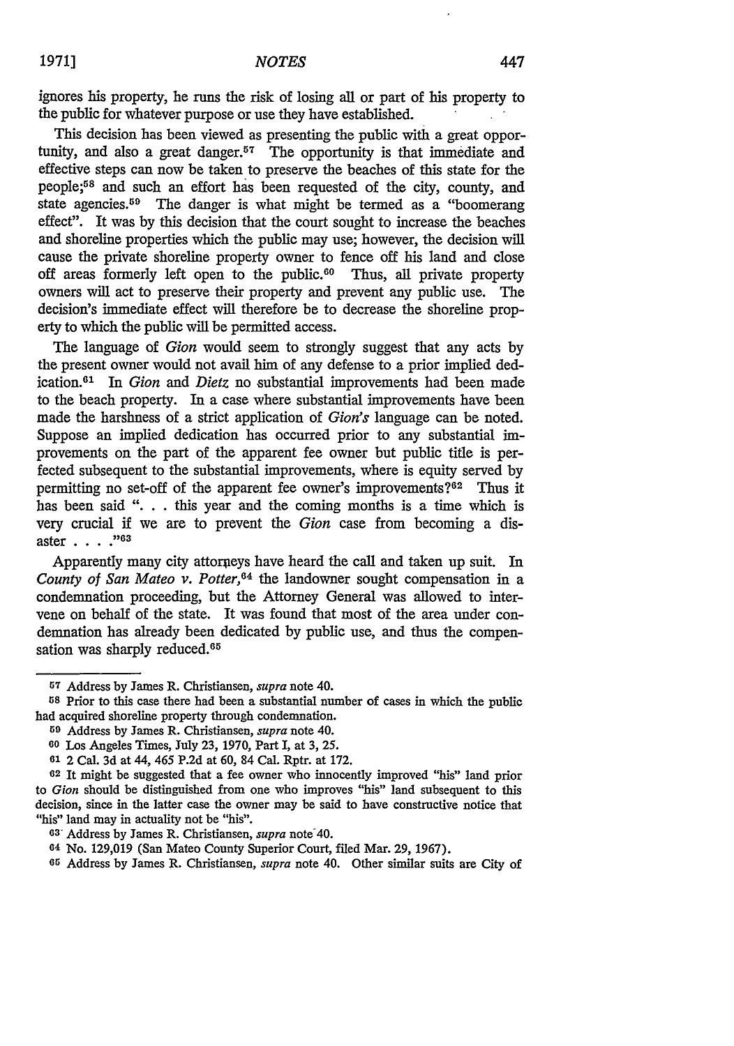ignores his property, he runs the risk of losing all or part of his property to the public for whatever purpose or use they have established.

This decision has been viewed as presenting the public with a great opportunity, and also a great danger.[57] The opportunity is that immediate and effective steps can now be taken to preserve the beaches of this state for the people;[58] and such an effort has been requested of the city, county, and state agencies.[59] The danger is what might be termed as a "boomerang effect". It was by this decision that the court sought to increase the beaches and shoreline properties which the public may use; however, the decision will cause the private shoreline property owner to fence off his land and close off areas formerly left open to the public.[60] Thus, all private property owners will act to preserve their property and prevent any public use. The decision's immediate effect will therefore be to decrease the shoreline property to which the public will be permitted access.

The language of *Gion* would seem to strongly suggest that any acts by the present owner would not avail him of any defense to a prior implied dedication.[61] In *Gion* and *Dietz* no substantial improvements had been made to the beach property. In a case where substantial improvements have been made the harshness of a strict application of *Gion's* language can be noted. Suppose an implied dedication has occurred prior to any substantial improvements on the part of the apparent fee owner but public title is perfected subsequent to the substantial improvements, where is equity served by permitting no set-off of the apparent fee owner's improvements?[62] Thus it has been said ". . . this year and the coming months is a time which is very crucial if we are to prevent the *Gion* case from becoming a disaster . . . ."[63]

Apparently many city attorneys have heard the call and taken up suit. In *County of San Mateo v. Potter*,[64] the landowner sought compensation in a condemnation proceeding, but the Attorney General was allowed to intervene on behalf of the state. It was found that most of the area under condemnation has already been dedicated by public use, and thus the compensation was sharply reduced.[65]

---

[57] Address by James R. Christiansen, *supra* note 40.

[58] Prior to this case there had been a substantial number of cases in which the public had acquired shoreline property through condemnation.

[59] Address by James R. Christiansen, *supra* note 40.

[60] Los Angeles Times, July 23, 1970, Part I, at 3, 25.

[61] 2 Cal. 3d at 44, 465 P.2d at 60, 84 Cal. Rptr. at 172.

[62] It might be suggested that a fee owner who innocently improved "his" land prior to *Gion* should be distinguished from one who improves "his" land subsequent to this decision, since in the latter case the owner may be said to have constructive notice that "his" land may in actuality not be "his".

[63] Address by James R. Christiansen, *supra* note 40.

[64] No. 129,019 (San Mateo County Superior Court, filed Mar. 29, 1967).

[65] Address by James R. Christiansen, *supra* note 40. Other similar suits are City of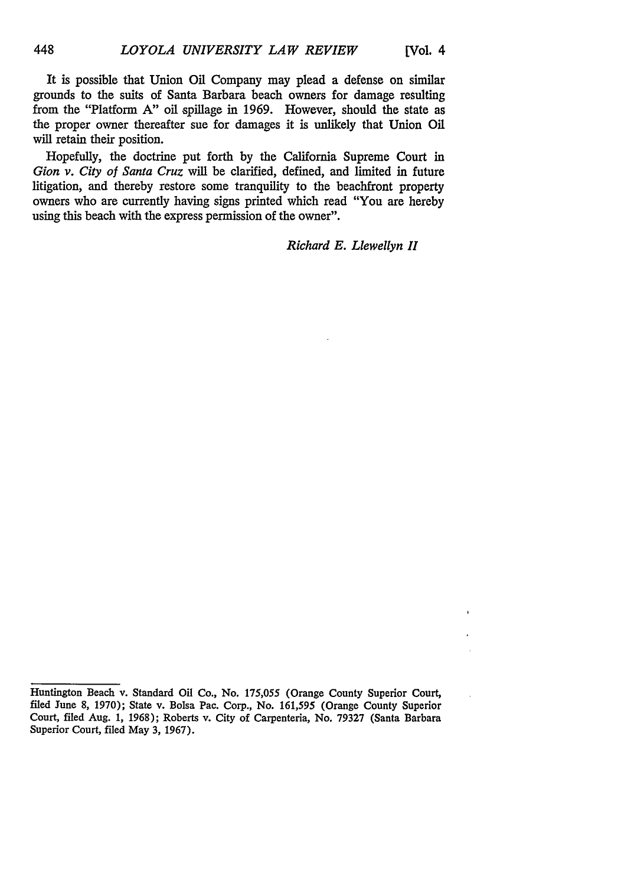It is possible that Union Oil Company may plead a defense on similar grounds to the suits of Santa Barbara beach owners for damage resulting from the "Platform A" oil spillage in 1969. However, should the state as the proper owner thereafter sue for damages it is unlikely that Union Oil will retain their position.

Hopefully, the doctrine put forth by the California Supreme Court in *Gion v. City of Santa Cruz* will be clarified, defined, and limited in future litigation, and thereby restore some tranquility to the beachfront property owners who are currently having signs printed which read "You are hereby using this beach with the express permission of the owner".

*Richard E. Llewellyn II*

---

Huntington Beach v. Standard Oil Co., No. 175,055 (Orange County Superior Court, filed June 8, 1970); State v. Bolsa Pac. Corp., No. 161,595 (Orange County Superior Court, filed Aug. 1, 1968); Roberts v. City of Carpenteria, No. 79327 (Santa Barbara Superior Court, filed May 3, 1967).